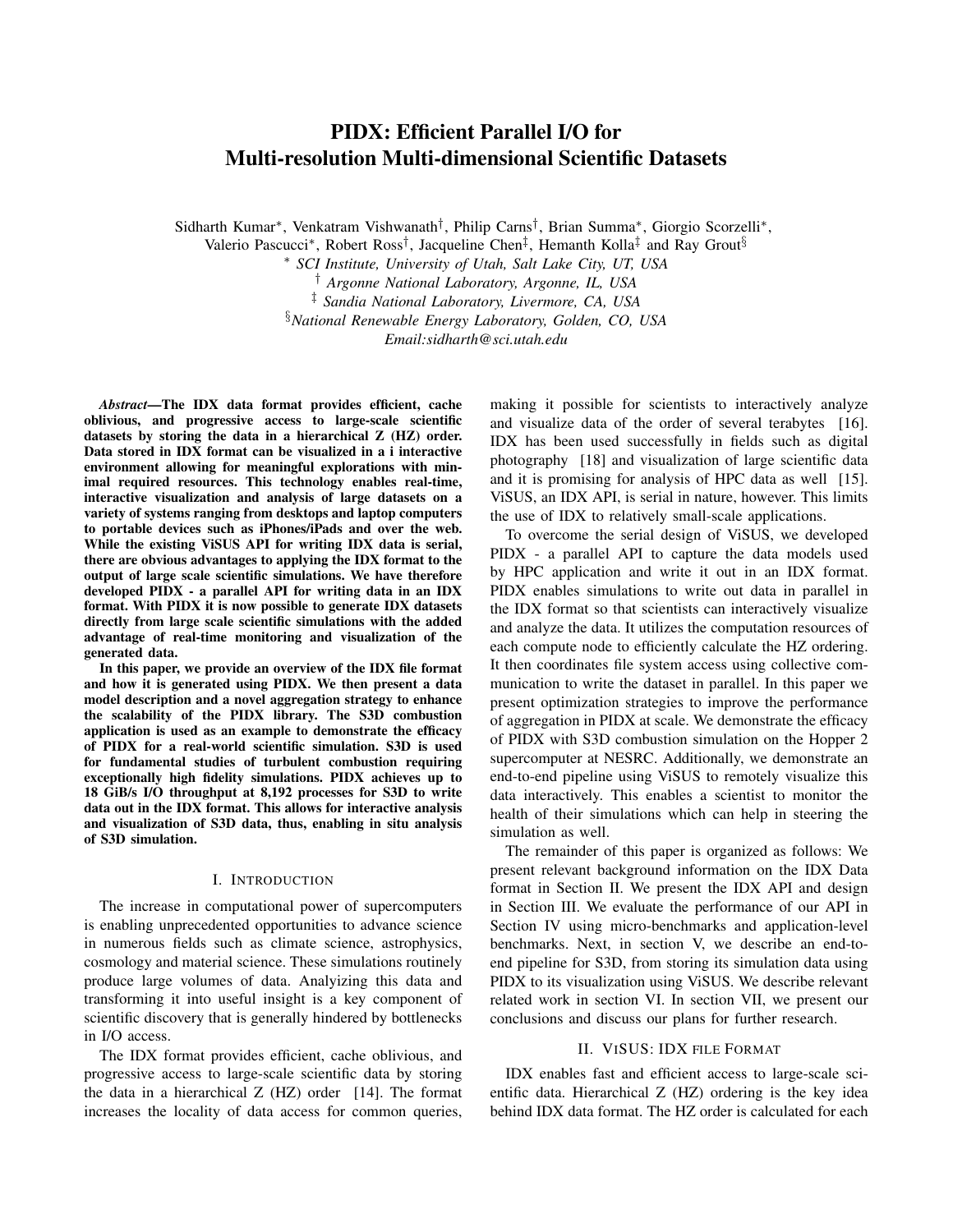# PIDX: Efficient Parallel I/O for Multi-resolution Multi-dimensional Scientific Datasets

Sidharth Kumar*, Venkatram Vishwanath†, Philip Carns†, Brian Summa*, Giorgio Scorzelli*, Valerio Pascucci*, Robert Ross†, Jacqueline Chen‡, Hemanth Kolla‡ and Ray Grout§

\* *SCI Institute, University of Utah, Salt Lake City, UT, USA*
† *Argonne National Laboratory, Argonne, IL, USA*
‡ *Sandia National Laboratory, Livermore, CA, USA*
§ *National Renewable Energy Laboratory, Golden, CO, USA*
*Email:sidharth@sci.utah.edu*

***Abstract*—The IDX data format provides efficient, cache oblivious, and progressive access to large-scale scientific datasets by storing the data in a hierarchical Z (HZ) order. Data stored in IDX format can be visualized in a i interactive environment allowing for meaningful explorations with minimal required resources. This technology enables real-time, interactive visualization and analysis of large datasets on a variety of systems ranging from desktops and laptop computers to portable devices such as iPhones/iPads and over the web. While the existing ViSUS API for writing IDX data is serial, there are obvious advantages to applying the IDX format to the output of large scale scientific simulations. We have therefore developed PIDX - a parallel API for writing data in an IDX format. With PIDX it is now possible to generate IDX datasets directly from large scale scientific simulations with the added advantage of real-time monitoring and visualization of the generated data.**

**In this paper, we provide an overview of the IDX file format and how it is generated using PIDX. We then present a data model description and a novel aggregation strategy to enhance the scalability of the PIDX library. The S3D combustion application is used as an example to demonstrate the efficacy of PIDX for a real-world scientific simulation. S3D is used for fundamental studies of turbulent combustion requiring exceptionally high fidelity simulations. PIDX achieves up to 18 GiB/s I/O throughput at 8,192 processes for S3D to write data out in the IDX format. This allows for interactive analysis and visualization of S3D data, thus, enabling in situ analysis of S3D simulation.**

## I. Introduction

The increase in computational power of supercomputers is enabling unprecedented opportunities to advance science in numerous fields such as climate science, astrophysics, cosmology and material science. These simulations routinely produce large volumes of data. Analyzing this data and transforming it into useful insight is a key component of scientific discovery that is generally hindered by bottlenecks in I/O access.

The IDX format provides efficient, cache oblivious, and progressive access to large-scale scientific data by storing the data in a hierarchical Z (HZ) order [14]. The format increases the locality of data access for common queries, making it possible for scientists to interactively analyze and visualize data of the order of several terabytes [16]. IDX has been used successfully in fields such as digital photography [18] and visualization of large scientific data and it is promising for analysis of HPC data as well [15]. ViSUS, an IDX API, is serial in nature, however. This limits the use of IDX to relatively small-scale applications.

To overcome the serial design of ViSUS, we developed PIDX - a parallel API to capture the data models used by HPC application and write it out in an IDX format. PIDX enables simulations to write out data in parallel in the IDX format so that scientists can interactively visualize and analyze the data. It utilizes the computation resources of each compute node to efficiently calculate the HZ ordering. It then coordinates file system access using collective communication to write the dataset in parallel. In this paper we present optimization strategies to improve the performance of aggregation in PIDX at scale. We demonstrate the efficacy of PIDX with S3D combustion simulation on the Hopper 2 supercomputer at NESRC. Additionally, we demonstrate an end-to-end pipeline using ViSUS to remotely visualize this data interactively. This enables a scientist to monitor the health of their simulations which can help in steering the simulation as well.

The remainder of this paper is organized as follows: We present relevant background information on the IDX Data format in Section II. We present the IDX API and design in Section III. We evaluate the performance of our API in Section IV using micro-benchmarks and application-level benchmarks. Next, in section V, we describe an end-to-end pipeline for S3D, from storing its simulation data using PIDX to its visualization using ViSUS. We describe relevant related work in section VI. In section VII, we present our conclusions and discuss our plans for further research.

## II. ViSUS: IDX file Format

IDX enables fast and efficient access to large-scale scientific data. Hierarchical Z (HZ) ordering is the key idea behind IDX data format. The HZ order is calculated for each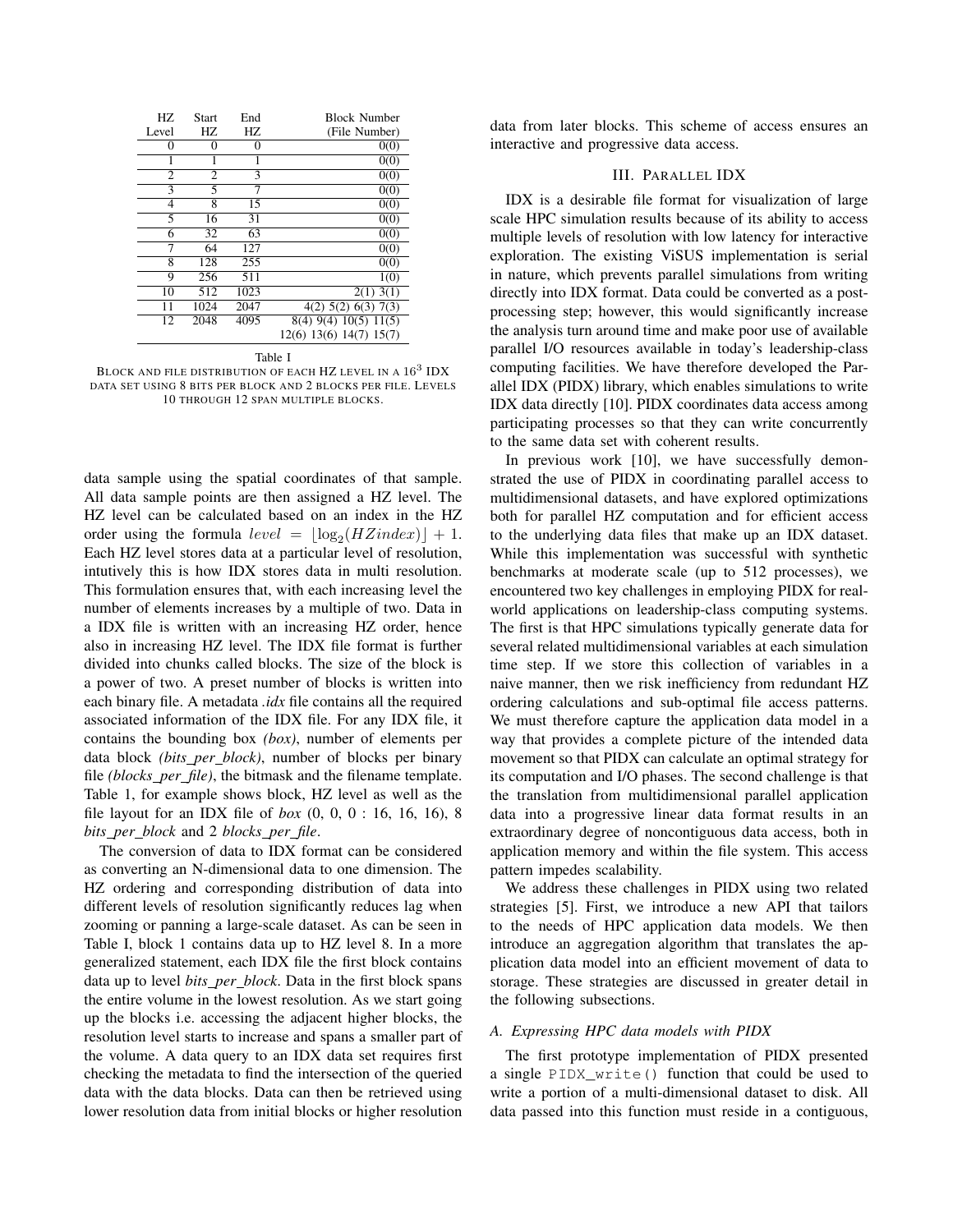| HZ Level | Start HZ | End HZ | Block Number (File Number) |
|---|---|---|---|
| 0 | 0 | 0 | 0(0) |
| 1 | 1 | 1 | 0(0) |
| 2 | 2 | 3 | 0(0) |
| 3 | 5 | 7 | 0(0) |
| 4 | 8 | 15 | 0(0) |
| 5 | 16 | 31 | 0(0) |
| 6 | 32 | 63 | 0(0) |
| 7 | 64 | 127 | 0(0) |
| 8 | 128 | 255 | 0(0) |
| 9 | 256 | 511 | 1(0) |
| 10 | 512 | 1023 | 2(1) 3(1) |
| 11 | 1024 | 2047 | 4(2) 5(2) 6(3) 7(3) |
| 12 | 2048 | 4095 | 8(4) 9(4) 10(5) 11(5) 12(6) 13(6) 14(7) 15(7) |

Table I

BLOCK AND FILE DISTRIBUTION OF EACH HZ LEVEL IN A $16^3$ IDX DATA SET USING 8 BITS PER BLOCK AND 2 BLOCKS PER FILE. LEVELS 10 THROUGH 12 SPAN MULTIPLE BLOCKS.

data sample using the spatial coordinates of that sample. All data sample points are then assigned a HZ level. The HZ level can be calculated based on an index in the HZ order using the formula $level = \lfloor \log_2(HZindex) \rfloor + 1$. Each HZ level stores data at a particular level of resolution, intutively this is how IDX stores data in multi resolution. This formulation ensures that, with each increasing level the number of elements increases by a multiple of two. Data in a IDX file is written with an increasing HZ order, hence also in increasing HZ level. The IDX file format is further divided into chunks called blocks. The size of the block is a power of two. A preset number of blocks is written into each binary file. A metadata *.idx* file contains all the required associated information of the IDX file. For any IDX file, it contains the bounding box *(box)*, number of elements per data block *(bits_per_block)*, number of blocks per binary file *(blocks_per_file)*, the bitmask and the filename template. Table 1, for example shows block, HZ level as well as the file layout for an IDX file of *box* (0, 0, 0 : 16, 16, 16), 8 *bits_per_block* and 2 *blocks_per_file*.

The conversion of data to IDX format can be considered as converting an N-dimensional data to one dimension. The HZ ordering and corresponding distribution of data into different levels of resolution significantly reduces lag when zooming or panning a large-scale dataset. As can be seen in Table I, block 1 contains data up to HZ level 8. In a more generalized statement, each IDX file the first block contains data up to level *bits_per_block*. Data in the first block spans the entire volume in the lowest resolution. As we start going up the blocks i.e. accessing the adjacent higher blocks, the resolution level starts to increase and spans a smaller part of the volume. A data query to an IDX data set requires first checking the metadata to find the intersection of the queried data with the data blocks. Data can then be retrieved using lower resolution data from initial blocks or higher resolution data from later blocks. This scheme of access ensures an interactive and progressive data access.

## III. Parallel IDX

IDX is a desirable file format for visualization of large scale HPC simulation results because of its ability to access multiple levels of resolution with low latency for interactive exploration. The existing ViSUS implementation is serial in nature, which prevents parallel simulations from writing directly into IDX format. Data could be converted as a post-processing step; however, this would significantly increase the analysis turn around time and make poor use of available parallel I/O resources available in today's leadership-class computing facilities. We have therefore developed the Parallel IDX (PIDX) library, which enables simulations to write IDX data directly [10]. PIDX coordinates data access among participating processes so that they can write concurrently to the same data set with coherent results.

In previous work [10], we have successfully demonstrated the use of PIDX in coordinating parallel access to multidimensional datasets, and have explored optimizations both for parallel HZ computation and for efficient access to the underlying data files that make up an IDX dataset. While this implementation was successful with synthetic benchmarks at moderate scale (up to 512 processes), we encountered two key challenges in employing PIDX for real-world applications on leadership-class computing systems. The first is that HPC simulations typically generate data for several related multidimensional variables at each simulation time step. If we store this collection of variables in a naive manner, then we risk inefficiency from redundant HZ ordering calculations and sub-optimal file access patterns. We must therefore capture the application data model in a way that provides a complete picture of the intended data movement so that PIDX can calculate an optimal strategy for its computation and I/O phases. The second challenge is that the translation from multidimensional parallel application data into a progressive linear data format results in an extraordinary degree of noncontiguous data access, both in application memory and within the file system. This access pattern impedes scalability.

We address these challenges in PIDX using two related strategies [5]. First, we introduce a new API that tailors to the needs of HPC application data models. We then introduce an aggregation algorithm that translates the application data model into an efficient movement of data to storage. These strategies are discussed in greater detail in the following subsections.

### A. Expressing HPC data models with PIDX

The first prototype implementation of PIDX presented a single `PIDX_write()` function that could be used to write a portion of a multi-dimensional dataset to disk. All data passed into this function must reside in a contiguous,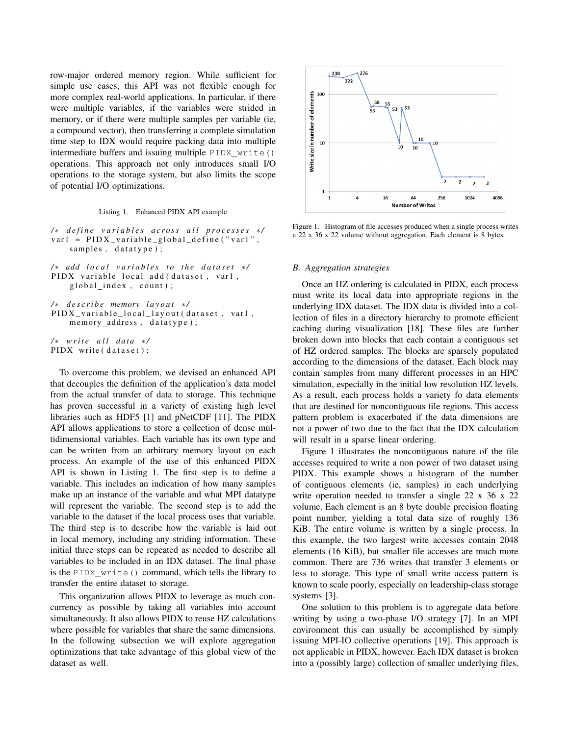row-major ordered memory region. While sufficient for simple use cases, this API was not flexible enough for more complex real-world applications. In particular, if there were multiple variables, if the variables were strided in memory, or if there were multiple samples per variable (ie, a compound vector), then transferring a complete simulation time step to IDX would require packing data into multiple intermediate buffers and issuing multiple `PIDX_write()` operations. This approach not only introduces small I/O operations to the storage system, but also limits the scope of potential I/O optimizations.

Listing 1. Enhanced PIDX API example

```
/* define variables across all processes */
var1 = PIDX_variable_global_define("var1",
    samples, datatype);

/* add local variables to the dataset */
PIDX_variable_local_add(dataset, var1,
    global_index, count);

/* describe memory layout */
PIDX_variable_local_layout(dataset, var1,
    memory_address, datatype);

/* write all data */
PIDX_write(dataset);
```

To overcome this problem, we devised an enhanced API that decouples the definition of the application's data model from the actual transfer of data to storage. This technique has proven successful in a variety of existing high level libraries such as HDF5 [1] and pNetCDF [11]. The PIDX API allows applications to store a collection of dense multidimensional variables. Each variable has its own type and can be written from an arbitrary memory layout on each process. An example of the use of this enhanced PIDX API is shown in Listing 1. The first step is to define a variable. This includes an indication of how many samples make up an instance of the variable and what MPI datatype will represent the variable. The second step is to add the variable to the dataset if the local process uses that variable. The third step is to describe how the variable is laid out in local memory, including any striding information. These initial three steps can be repeated as needed to describe all variables to be included in an IDX dataset. The final phase is the `PIDX_write()` command, which tells the library to transfer the entire dataset to storage.

This organization allows PIDX to leverage as much concurrency as possible by taking all variables into account simultaneously. It also allows PIDX to reuse HZ calculations where possible for variables that share the same dimensions. In the following subsection we will explore aggregation optimizations that take advantage of this global view of the dataset as well.

Figure 1. Histogram of file accesses produced when a single process writes a 22 x 36 x 22 volume without aggregation. Each element is 8 bytes.

### B. Aggregation strategies

Once an HZ ordering is calculated in PIDX, each process must write its local data into appropriate regions in the underlying IDX dataset. The IDX data is divided into a collection of files in a directory hierarchy to promote efficient caching during visualization [18]. These files are further broken down into blocks that each contain a contiguous set of HZ ordered samples. The blocks are sparsely populated according to the dimensions of the dataset. Each block may contain samples from many different processes in an HPC simulation, especially in the initial low resolution HZ levels. As a result, each process holds a variety fo data elements that are destined for noncontiguous file regions. This access pattern problem is exacerbated if the data dimensions are not a power of two due to the fact that the IDX calculation will result in a sparse linear ordering.

Figure 1 illustrates the noncontiguous nature of the file accesses required to write a non power of two dataset using PIDX. This example shows a histogram of the number of contiguous elements (ie, samples) in each underlying write operation needed to transfer a single 22 x 36 x 22 volume. Each element is an 8 byte double precision floating point number, yielding a total data size of roughly 136 KiB. The entire volume is written by a single process. In this example, the two largest write accesses contain 2048 elements (16 KiB), but smaller file accesses are much more common. There are 736 writes that transfer 3 elements or less to storage. This type of small write access pattern is known to scale poorly, especially on leadership-class storage systems [3].

One solution to this problem is to aggregate data before writing by using a two-phase I/O strategy [7]. In an MPI environment this can usually be accomplished by simply issuing MPI-IO collective operations [19]. This approach is not applicable in PIDX, however. Each IDX dataset is broken into a (possibly large) collection of smaller underlying files,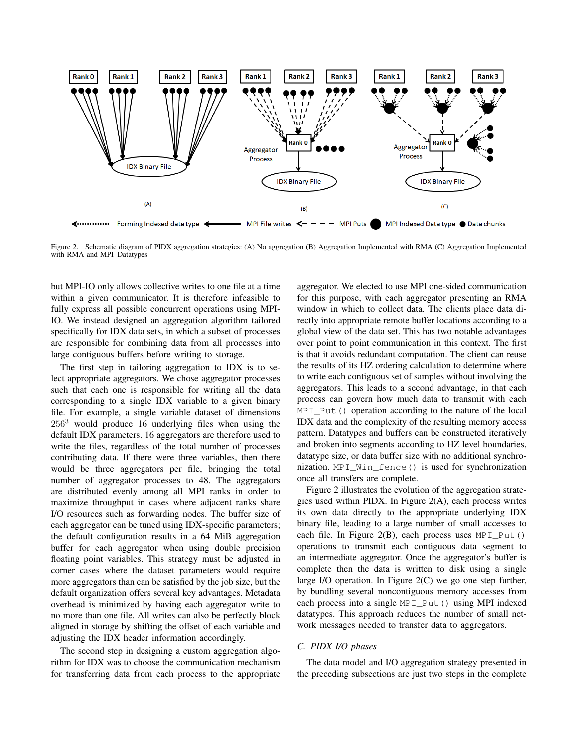Rank 0 Rank 1 Rank 2 Rank 3

IDX Binary File

(A)

Rank 1 Rank 2 Rank 3

Rank 0

Aggregator Process

IDX Binary File

(B)

Rank 1 Rank 2 Rank 3

Rank 0

Aggregator Process

IDX Binary File

(C)

Forming Indexed data type MPI File writes MPI Puts MPI Indexed Data type Data chunks

Figure 2. Schematic diagram of PIDX aggregation strategies: (A) No aggregation (B) Aggregation Implemented with RMA (C) Aggregation Implemented with RMA and MPI_Datatypes

but MPI-IO only allows collective writes to one file at a time within a given communicator. It is therefore infeasible to fully express all possible concurrent operations using MPI-IO. We instead designed an aggregation algorithm tailored specifically for IDX data sets, in which a subset of processes are responsible for combining data from all processes into large contiguous buffers before writing to storage.

The first step in tailoring aggregation to IDX is to select appropriate aggregators. We chose aggregator processes such that each one is responsible for writing all the data corresponding to a single IDX variable to a given binary file. For example, a single variable dataset of dimensions $256^3$ would produce 16 underlying files when using the default IDX parameters. 16 aggregators are therefore used to write the files, regardless of the total number of processes contributing data. If there were three variables, then there would be three aggregators per file, bringing the total number of aggregator processes to 48. The aggregators are distributed evenly among all MPI ranks in order to maximize throughput in cases where adjacent ranks share I/O resources such as forwarding nodes. The buffer size of each aggregator can be tuned using IDX-specific parameters; the default configuration results in a 64 MiB aggregation buffer for each aggregator when using double precision floating point variables. This strategy must be adjusted in corner cases where the dataset parameters would require more aggregators than can be satisfied by the job size, but the default organization offers several key advantages. Metadata overhead is minimized by having each aggregator write to no more than one file. All writes can also be perfectly block aligned in storage by shifting the offset of each variable and adjusting the IDX header information accordingly.

The second step in designing a custom aggregation algorithm for IDX was to choose the communication mechanism for transferring data from each process to the appropriate aggregator. We elected to use MPI one-sided communication for this purpose, with each aggregator presenting an RMA window in which to collect data. The clients place data directly into appropriate remote buffer locations according to a global view of the data set. This has two notable advantages over point to point communication in this context. The first is that it avoids redundant computation. The client can reuse the results of its HZ ordering calculation to determine where to write each contiguous set of samples without involving the aggregators. This leads to a second advantage, in that each process can govern how much data to transmit with each `MPI_Put()` operation according to the nature of the local IDX data and the complexity of the resulting memory access pattern. Datatypes and buffers can be constructed iteratively and broken into segments according to HZ level boundaries, datatype size, or data buffer size with no additional synchronization. `MPI_Win_fence()` is used for synchronization once all transfers are complete.

Figure 2 illustrates the evolution of the aggregation strategies used within PIDX. In Figure 2(A), each process writes its own data directly to the appropriate underlying IDX binary file, leading to a large number of small accesses to each file. In Figure 2(B), each process uses `MPI_Put()` operations to transmit each contiguous data segment to an intermediate aggregator. Once the aggregator's buffer is complete then the data is written to disk using a single large I/O operation. In Figure 2(C) we go one step further, by bundling several noncontiguous memory accesses from each process into a single `MPI_Put()` using MPI indexed datatypes. This approach reduces the number of small network messages needed to transfer data to aggregators.

### *C. PIDX I/O phases*

The data model and I/O aggregation strategy presented in the preceding subsections are just two steps in the complete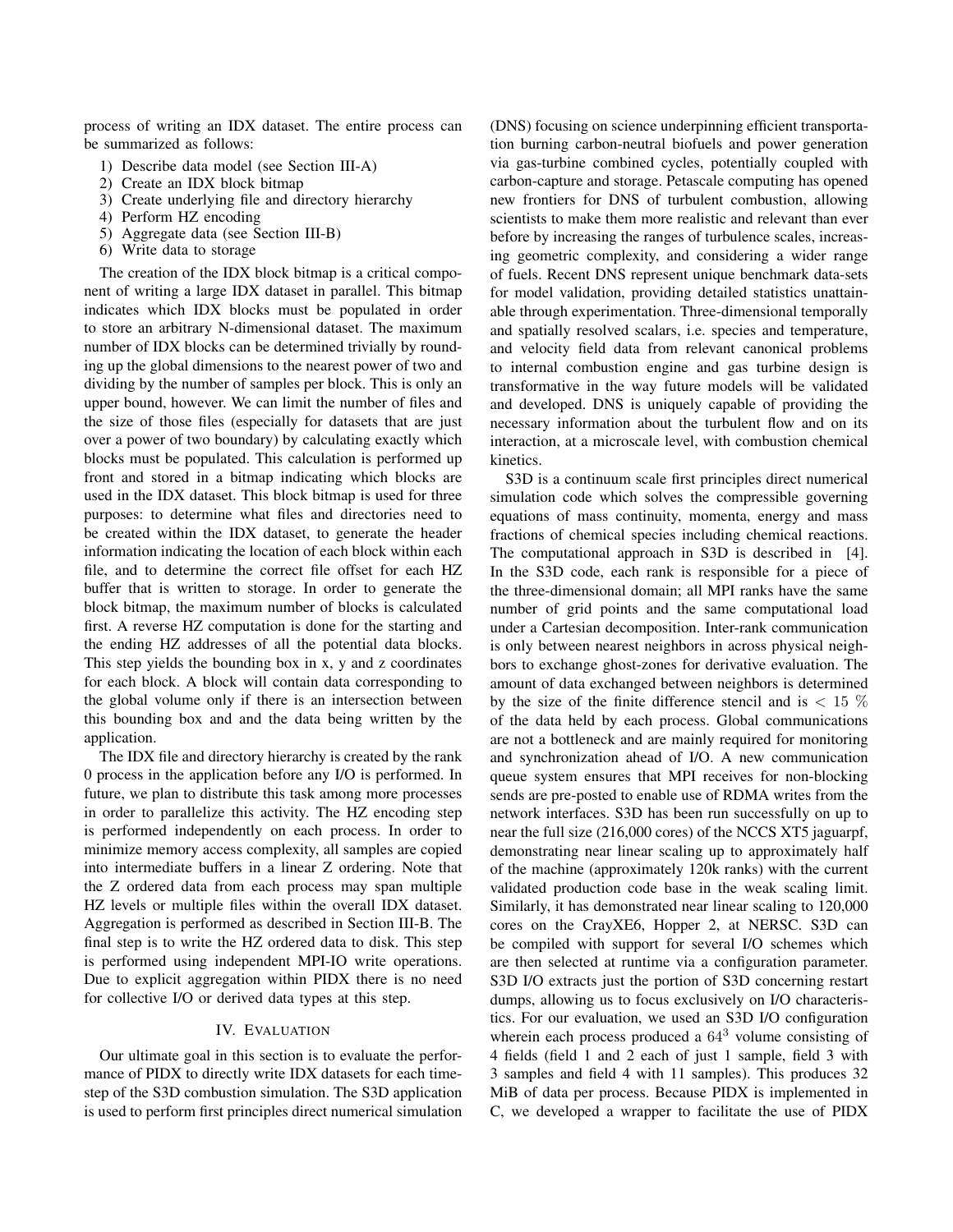process of writing an IDX dataset. The entire process can be summarized as follows:

1) Describe data model (see Section III-A)
2) Create an IDX block bitmap
3) Create underlying file and directory hierarchy
4) Perform HZ encoding
5) Aggregate data (see Section III-B)
6) Write data to storage

The creation of the IDX block bitmap is a critical component of writing a large IDX dataset in parallel. This bitmap indicates which IDX blocks must be populated in order to store an arbitrary N-dimensional dataset. The maximum number of IDX blocks can be determined trivially by rounding up the global dimensions to the nearest power of two and dividing by the number of samples per block. This is only an upper bound, however. We can limit the number of files and the size of those files (especially for datasets that are just over a power of two boundary) by calculating exactly which blocks must be populated. This calculation is performed up front and stored in a bitmap indicating which blocks are used in the IDX dataset. This block bitmap is used for three purposes: to determine what files and directories need to be created within the IDX dataset, to generate the header information indicating the location of each block within each file, and to determine the correct file offset for each HZ buffer that is written to storage. In order to generate the block bitmap, the maximum number of blocks is calculated first. A reverse HZ computation is done for the starting and the ending HZ addresses of all the potential data blocks. This step yields the bounding box in x, y and z coordinates for each block. A block will contain data corresponding to the global volume only if there is an intersection between this bounding box and and the data being written by the application.

The IDX file and directory hierarchy is created by the rank 0 process in the application before any I/O is performed. In future, we plan to distribute this task among more processes in order to parallelize this activity. The HZ encoding step is performed independently on each process. In order to minimize memory access complexity, all samples are copied into intermediate buffers in a linear Z ordering. Note that the Z ordered data from each process may span multiple HZ levels or multiple files within the overall IDX dataset. Aggregation is performed as described in Section III-B. The final step is to write the HZ ordered data to disk. This step is performed using independent MPI-IO write operations. Due to explicit aggregation within PIDX there is no need for collective I/O or derived data types at this step.

## IV. Evaluation

Our ultimate goal in this section is to evaluate the performance of PIDX to directly write IDX datasets for each timestep of the S3D combustion simulation. The S3D application is used to perform first principles direct numerical simulation (DNS) focusing on science underpinning efficient transportation burning carbon-neutral biofuels and power generation via gas-turbine combined cycles, potentially coupled with carbon-capture and storage. Petascale computing has opened new frontiers for DNS of turbulent combustion, allowing scientists to make them more realistic and relevant than ever before by increasing the ranges of turbulence scales, increasing geometric complexity, and considering a wider range of fuels. Recent DNS represent unique benchmark data-sets for model validation, providing detailed statistics unattainable through experimentation. Three-dimensional temporally and spatially resolved scalars, i.e. species and temperature, and velocity field data from relevant canonical problems to internal combustion engine and gas turbine design is transformative in the way future models will be validated and developed. DNS is uniquely capable of providing the necessary information about the turbulent flow and on its interaction, at a microscale level, with combustion chemical kinetics.

S3D is a continuum scale first principles direct numerical simulation code which solves the compressible governing equations of mass continuity, momenta, energy and mass fractions of chemical species including chemical reactions. The computational approach in S3D is described in [4]. In the S3D code, each rank is responsible for a piece of the three-dimensional domain; all MPI ranks have the same number of grid points and the same computational load under a Cartesian decomposition. Inter-rank communication is only between nearest neighbors in across physical neighbors to exchange ghost-zones for derivative evaluation. The amount of data exchanged between neighbors is determined by the size of the finite difference stencil and is $< 15$ % of the data held by each process. Global communications are not a bottleneck and are mainly required for monitoring and synchronization ahead of I/O. A new communication queue system ensures that MPI receives for non-blocking sends are pre-posted to enable use of RDMA writes from the network interfaces. S3D has been run successfully on up to near the full size (216,000 cores) of the NCCS XT5 jaguarpf, demonstrating near linear scaling up to approximately half of the machine (approximately 120k ranks) with the current validated production code base in the weak scaling limit. Similarly, it has demonstrated near linear scaling to 120,000 cores on the CrayXE6, Hopper 2, at NERSC. S3D can be compiled with support for several I/O schemes which are then selected at runtime via a configuration parameter. S3D I/O extracts just the portion of S3D concerning restart dumps, allowing us to focus exclusively on I/O characteristics. For our evaluation, we used an S3D I/O configuration wherein each process produced a $64^3$ volume consisting of 4 fields (field 1 and 2 each of just 1 sample, field 3 with 3 samples and field 4 with 11 samples). This produces 32 MiB of data per process. Because PIDX is implemented in C, we developed a wrapper to facilitate the use of PIDX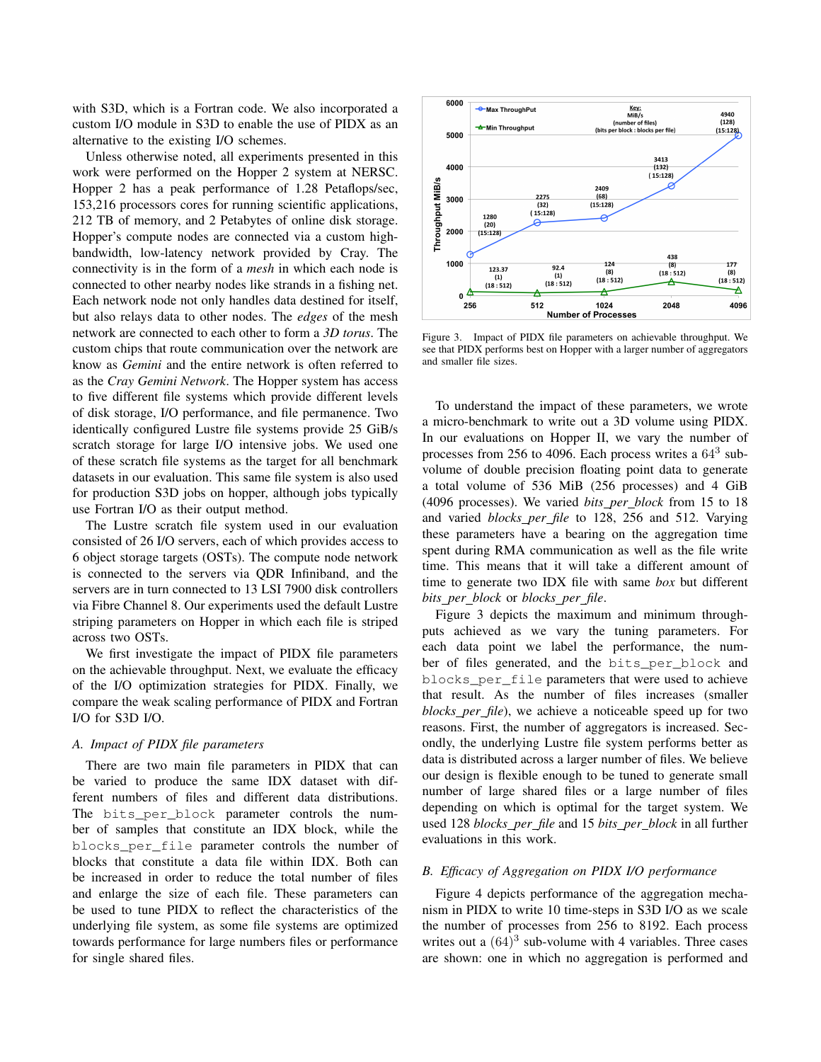with S3D, which is a Fortran code. We also incorporated a custom I/O module in S3D to enable the use of PIDX as an alternative to the existing I/O schemes.

Unless otherwise noted, all experiments presented in this work were performed on the Hopper 2 system at NERSC. Hopper 2 has a peak performance of 1.28 Petaflops/sec, 153,216 processors cores for running scientific applications, 212 TB of memory, and 2 Petabytes of online disk storage. Hopper's compute nodes are connected via a custom high-bandwidth, low-latency network provided by Cray. The connectivity is in the form of a *mesh* in which each node is connected to other nearby nodes like strands in a fishing net. Each network node not only handles data destined for itself, but also relays data to other nodes. The *edges* of the mesh network are connected to each other to form a *3D torus*. The custom chips that route communication over the network are know as *Gemini* and the entire network is often referred to as the *Cray Gemini Network*. The Hopper system has access to five different file systems which provide different levels of disk storage, I/O performance, and file permanence. Two identically configured Lustre file systems provide 25 GiB/s scratch storage for large I/O intensive jobs. We used one of these scratch file systems as the target for all benchmark datasets in our evaluation. This same file system is also used for production S3D jobs on hopper, although jobs typically use Fortran I/O as their output method.

The Lustre scratch file system used in our evaluation consisted of 26 I/O servers, each of which provides access to 6 object storage targets (OSTs). The compute node network is connected to the servers via QDR Infiniband, and the servers are in turn connected to 13 LSI 7900 disk controllers via Fibre Channel 8. Our experiments used the default Lustre striping parameters on Hopper in which each file is striped across two OSTs.

We first investigate the impact of PIDX file parameters on the achievable throughput. Next, we evaluate the efficacy of the I/O optimization strategies for PIDX. Finally, we compare the weak scaling performance of PIDX and Fortran I/O for S3D I/O.

### *A. Impact of PIDX file parameters*

There are two main file parameters in PIDX that can be varied to produce the same IDX dataset with different numbers of files and different data distributions. The `bits_per_block` parameter controls the number of samples that constitute an IDX block, while the `blocks_per_file` parameter controls the number of blocks that constitute a data file within IDX. Both can be increased in order to reduce the total number of files and enlarge the size of each file. These parameters can be used to tune PIDX to reflect the characteristics of the underlying file system, as some file systems are optimized towards performance for large numbers files or performance for single shared files.

Figure 3. Impact of PIDX file parameters on achievable throughput. We see that PIDX performs best on Hopper with a larger number of aggregators and smaller file sizes.

To understand the impact of these parameters, we wrote a micro-benchmark to write out a 3D volume using PIDX. In our evaluations on Hopper II, we vary the number of processes from 256 to 4096. Each process writes a $64^3$ sub-volume of double precision floating point data to generate a total volume of 536 MiB (256 processes) and 4 GiB (4096 processes). We varied *bits_per_block* from 15 to 18 and varied *blocks_per_file* to 128, 256 and 512. Varying these parameters have a bearing on the aggregation time spent during RMA communication as well as the file write time. This means that it will take a different amount of time to generate two IDX file with same *box* but different *bits_per_block* or *blocks_per_file*.

Figure 3 depicts the maximum and minimum throughputs achieved as we vary the tuning parameters. For each data point we label the performance, the number of files generated, and the `bits_per_block` and `blocks_per_file` parameters that were used to achieve that result. As the number of files increases (smaller *blocks_per_file*), we achieve a noticeable speed up for two reasons. First, the number of aggregators is increased. Secondly, the underlying Lustre file system performs better as data is distributed across a larger number of files. We believe our design is flexible enough to be tuned to generate small number of large shared files or a large number of files depending on which is optimal for the target system. We used 128 *blocks_per_file* and 15 *bits_per_block* in all further evaluations in this work.

### *B. Efficacy of Aggregation on PIDX I/O performance*

Figure 4 depicts performance of the aggregation mechanism in PIDX to write 10 time-steps in S3D I/O as we scale the number of processes from 256 to 8192. Each process writes out a $(64)^3$ sub-volume with 4 variables. Three cases are shown: one in which no aggregation is performed and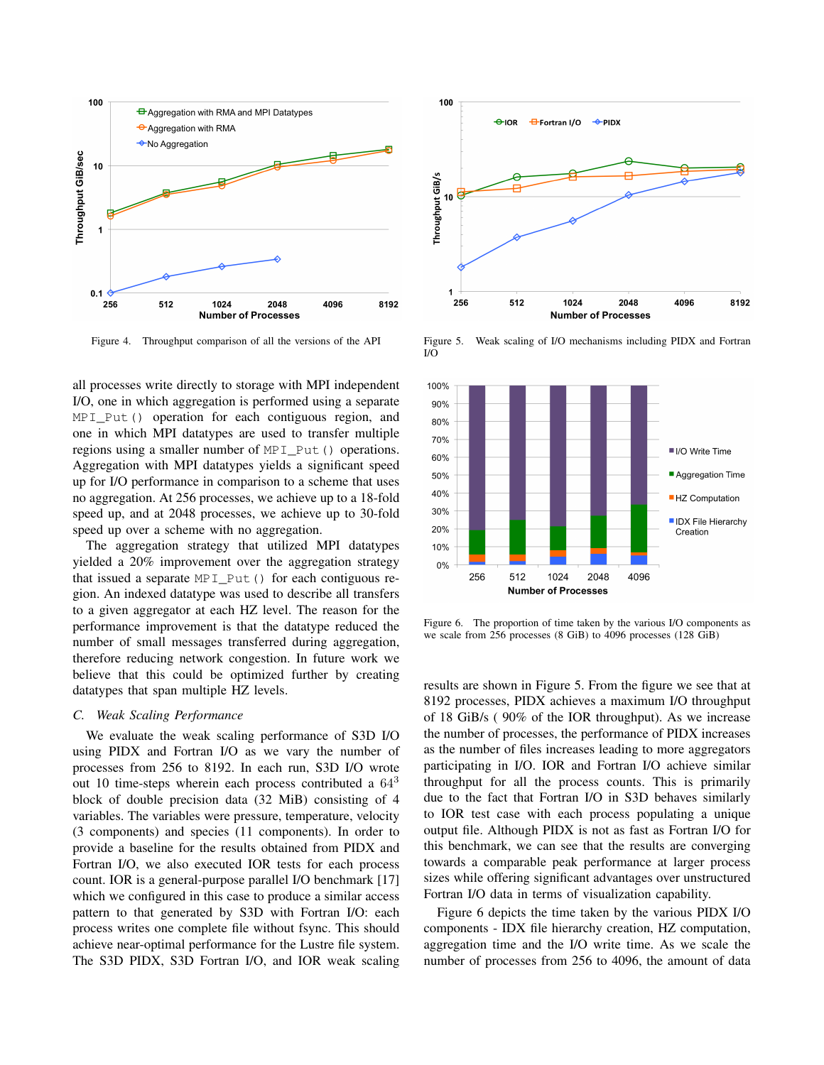Figure 4. Throughput comparison of all the versions of the API

Figure 5. Weak scaling of I/O mechanisms including PIDX and Fortran I/O

Figure 6. The proportion of time taken by the various I/O components as we scale from 256 processes (8 GiB) to 4096 processes (128 GiB)

all processes write directly to storage with MPI independent I/O, one in which aggregation is performed using a separate `MPI_Put()` operation for each contiguous region, and one in which MPI datatypes are used to transfer multiple regions using a smaller number of `MPI_Put()` operations. Aggregation with MPI datatypes yields a significant speed up for I/O performance in comparison to a scheme that uses no aggregation. At 256 processes, we achieve up to a 18-fold speed up, and at 2048 processes, we achieve up to 30-fold speed up over a scheme with no aggregation.

The aggregation strategy that utilized MPI datatypes yielded a 20% improvement over the aggregation strategy that issued a separate `MPI_Put()` for each contiguous region. An indexed datatype was used to describe all transfers to a given aggregator at each HZ level. The reason for the performance improvement is that the datatype reduced the number of small messages transferred during aggregation, therefore reducing network congestion. In future work we believe that this could be optimized further by creating datatypes that span multiple HZ levels.

### C. *Weak Scaling Performance*

We evaluate the weak scaling performance of S3D I/O using PIDX and Fortran I/O as we vary the number of processes from 256 to 8192. In each run, S3D I/O wrote out 10 time-steps wherein each process contributed a $64^3$ block of double precision data (32 MiB) consisting of 4 variables. The variables were pressure, temperature, velocity (3 components) and species (11 components). In order to provide a baseline for the results obtained from PIDX and Fortran I/O, we also executed IOR tests for each process count. IOR is a general-purpose parallel I/O benchmark [17] which we configured in this case to produce a similar access pattern to that generated by S3D with Fortran I/O: each process writes one complete file without fsync. This should achieve near-optimal performance for the Lustre file system. The S3D PIDX, S3D Fortran I/O, and IOR weak scaling results are shown in Figure 5. From the figure we see that at 8192 processes, PIDX achieves a maximum I/O throughput of 18 GiB/s ( 90% of the IOR throughput). As we increase the number of processes, the performance of PIDX increases as the number of files increases leading to more aggregators participating in I/O. IOR and Fortran I/O achieve similar throughput for all the process counts. This is primarily due to the fact that Fortran I/O in S3D behaves similarly to IOR test case with each process populating a unique output file. Although PIDX is not as fast as Fortran I/O for this benchmark, we can see that the results are converging towards a comparable peak performance at larger process sizes while offering significant advantages over unstructured Fortran I/O data in terms of visualization capability.

Figure 6 depicts the time taken by the various PIDX I/O components - IDX file hierarchy creation, HZ computation, aggregation time and the I/O write time. As we scale the number of processes from 256 to 4096, the amount of data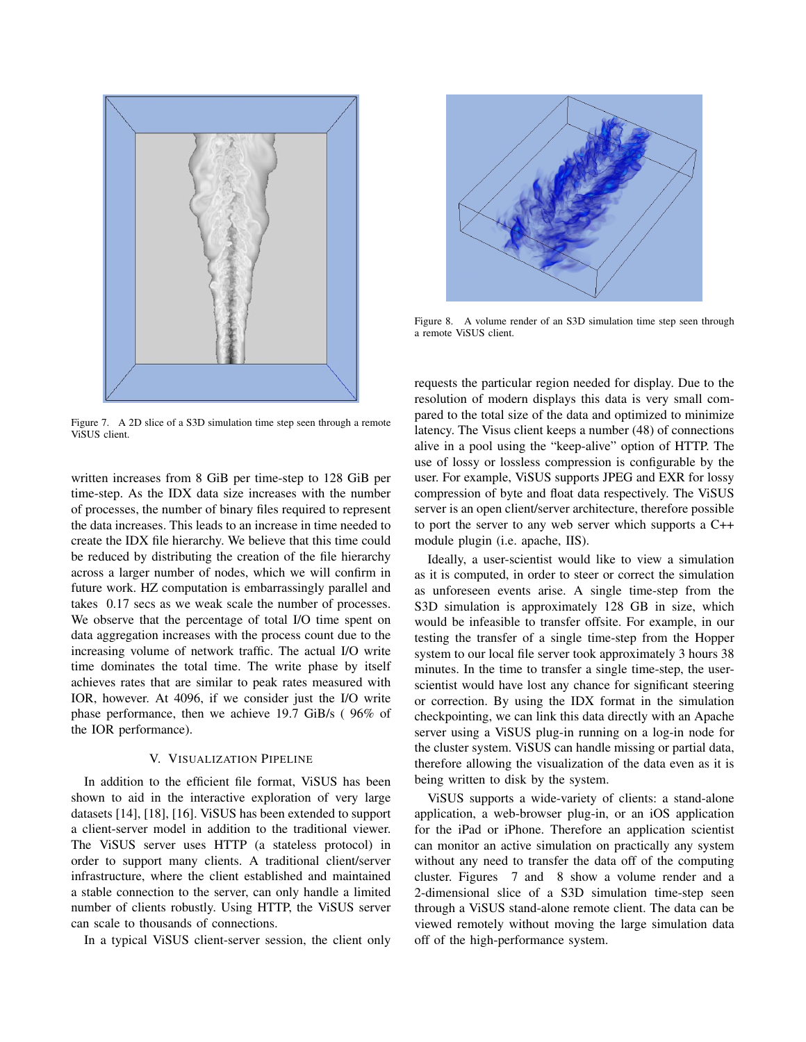Figure 7. A 2D slice of a S3D simulation time step seen through a remote ViSUS client.

written increases from 8 GiB per time-step to 128 GiB per time-step. As the IDX data size increases with the number of processes, the number of binary files required to represent the data increases. This leads to an increase in time needed to create the IDX file hierarchy. We believe that this time could be reduced by distributing the creation of the file hierarchy across a larger number of nodes, which we will confirm in future work. HZ computation is embarrassingly parallel and takes 0.17 secs as we weak scale the number of processes. We observe that the percentage of total I/O time spent on data aggregation increases with the process count due to the increasing volume of network traffic. The actual I/O write time dominates the total time. The write phase by itself achieves rates that are similar to peak rates measured with IOR, however. At 4096, if we consider just the I/O write phase performance, then we achieve 19.7 GiB/s ( 96% of the IOR performance).

## V. Visualization Pipeline

In addition to the efficient file format, ViSUS has been shown to aid in the interactive exploration of very large datasets [14], [18], [16]. ViSUS has been extended to support a client-server model in addition to the traditional viewer. The ViSUS server uses HTTP (a stateless protocol) in order to support many clients. A traditional client/server infrastructure, where the client established and maintained a stable connection to the server, can only handle a limited number of clients robustly. Using HTTP, the ViSUS server can scale to thousands of connections.

In a typical ViSUS client-server session, the client only requests the particular region needed for display. Due to the resolution of modern displays this data is very small compared to the total size of the data and optimized to minimize latency. The Visus client keeps a number (48) of connections alive in a pool using the "keep-alive" option of HTTP. The use of lossy or lossless compression is configurable by the user. For example, ViSUS supports JPEG and EXR for lossy compression of byte and float data respectively. The ViSUS server is an open client/server architecture, therefore possible to port the server to any web server which supports a C++ module plugin (i.e. apache, IIS).

Figure 8. A volume render of an S3D simulation time step seen through a remote ViSUS client.

Ideally, a user-scientist would like to view a simulation as it is computed, in order to steer or correct the simulation as unforeseen events arise. A single time-step from the S3D simulation is approximately 128 GB in size, which would be infeasible to transfer offsite. For example, in our testing the transfer of a single time-step from the Hopper system to our local file server took approximately 3 hours 38 minutes. In the time to transfer a single time-step, the user-scientist would have lost any chance for significant steering or correction. By using the IDX format in the simulation checkpointing, we can link this data directly with an Apache server using a ViSUS plug-in running on a log-in node for the cluster system. ViSUS can handle missing or partial data, therefore allowing the visualization of the data even as it is being written to disk by the system.

ViSUS supports a wide-variety of clients: a stand-alone application, a web-browser plug-in, or an iOS application for the iPad or iPhone. Therefore an application scientist can monitor an active simulation on practically any system without any need to transfer the data off of the computing cluster. Figures 7 and 8 show a volume render and a 2-dimensional slice of a S3D simulation time-step seen through a ViSUS stand-alone remote client. The data can be viewed remotely without moving the large simulation data off of the high-performance system.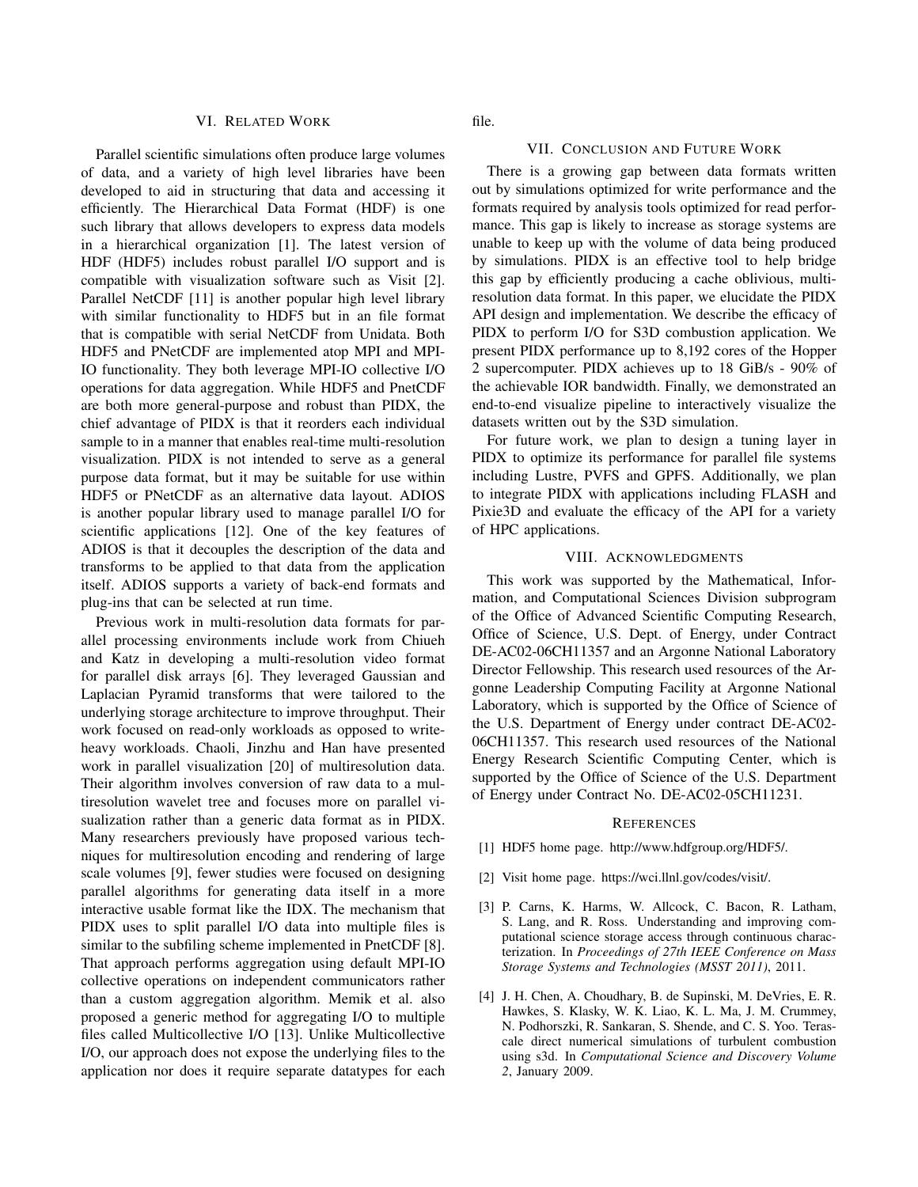## VI. Related Work

Parallel scientific simulations often produce large volumes of data, and a variety of high level libraries have been developed to aid in structuring that data and accessing it efficiently. The Hierarchical Data Format (HDF) is one such library that allows developers to express data models in a hierarchical organization [1]. The latest version of HDF (HDF5) includes robust parallel I/O support and is compatible with visualization software such as Visit [2]. Parallel NetCDF [11] is another popular high level library with similar functionality to HDF5 but in an file format that is compatible with serial NetCDF from Unidata. Both HDF5 and PNetCDF are implemented atop MPI and MPI-IO functionality. They both leverage MPI-IO collective I/O operations for data aggregation. While HDF5 and PnetCDF are both more general-purpose and robust than PIDX, the chief advantage of PIDX is that it reorders each individual sample to in a manner that enables real-time multi-resolution visualization. PIDX is not intended to serve as a general purpose data format, but it may be suitable for use within HDF5 or PNetCDF as an alternative data layout. ADIOS is another popular library used to manage parallel I/O for scientific applications [12]. One of the key features of ADIOS is that it decouples the description of the data and transforms to be applied to that data from the application itself. ADIOS supports a variety of back-end formats and plug-ins that can be selected at run time.

Previous work in multi-resolution data formats for parallel processing environments include work from Chiueh and Katz in developing a multi-resolution video format for parallel disk arrays [6]. They leveraged Gaussian and Laplacian Pyramid transforms that were tailored to the underlying storage architecture to improve throughput. Their work focused on read-only workloads as opposed to write-heavy workloads. Chaoli, Jinzhu and Han have presented work in parallel visualization [20] of multiresolution data. Their algorithm involves conversion of raw data to a multiresolution wavelet tree and focuses more on parallel visualization rather than a generic data format as in PIDX. Many researchers previously have proposed various techniques for multiresolution encoding and rendering of large scale volumes [9], fewer studies were focused on designing parallel algorithms for generating data itself in a more interactive usable format like the IDX. The mechanism that PIDX uses to split parallel I/O data into multiple files is similar to the subfiling scheme implemented in PnetCDF [8]. That approach performs aggregation using default MPI-IO collective operations on independent communicators rather than a custom aggregation algorithm. Memik et al. also proposed a generic method for aggregating I/O to multiple files called Multicollective I/O [13]. Unlike Multicollective I/O, our approach does not expose the underlying files to the application nor does it require separate datatypes for each file.

## VII. Conclusion and Future Work

There is a growing gap between data formats written out by simulations optimized for write performance and the formats required by analysis tools optimized for read performance. This gap is likely to increase as storage systems are unable to keep up with the volume of data being produced by simulations. PIDX is an effective tool to help bridge this gap by efficiently producing a cache oblivious, multi-resolution data format. In this paper, we elucidate the PIDX API design and implementation. We describe the efficacy of PIDX to perform I/O for S3D combustion application. We present PIDX performance up to 8,192 cores of the Hopper 2 supercomputer. PIDX achieves up to 18 GiB/s - 90% of the achievable IOR bandwidth. Finally, we demonstrated an end-to-end visualize pipeline to interactively visualize the datasets written out by the S3D simulation.

For future work, we plan to design a tuning layer in PIDX to optimize its performance for parallel file systems including Lustre, PVFS and GPFS. Additionally, we plan to integrate PIDX with applications including FLASH and Pixie3D and evaluate the efficacy of the API for a variety of HPC applications.

## VIII. Acknowledgments

This work was supported by the Mathematical, Information, and Computational Sciences Division subprogram of the Office of Advanced Scientific Computing Research, Office of Science, U.S. Dept. of Energy, under Contract DE-AC02-06CH11357 and an Argonne National Laboratory Director Fellowship. This research used resources of the Argonne Leadership Computing Facility at Argonne National Laboratory, which is supported by the Office of Science of the U.S. Department of Energy under contract DE-AC02-06CH11357. This research used resources of the National Energy Research Scientific Computing Center, which is supported by the Office of Science of the U.S. Department of Energy under Contract No. DE-AC02-05CH11231.

## References

[1] HDF5 home page. http://www.hdfgroup.org/HDF5/.

[2] Visit home page. https://wci.llnl.gov/codes/visit/.

[3] P. Carns, K. Harms, W. Allcock, C. Bacon, R. Latham, S. Lang, and R. Ross. Understanding and improving computational science storage access through continuous characterization. In *Proceedings of 27th IEEE Conference on Mass Storage Systems and Technologies (MSST 2011)*, 2011.

[4] J. H. Chen, A. Choudhary, B. de Supinski, M. DeVries, E. R. Hawkes, S. Klasky, W. K. Liao, K. L. Ma, J. M. Crummey, N. Podhorszki, R. Sankaran, S. Shende, and C. S. Yoo. Terascale direct numerical simulations of turbulent combustion using s3d. In *Computational Science and Discovery Volume 2*, January 2009.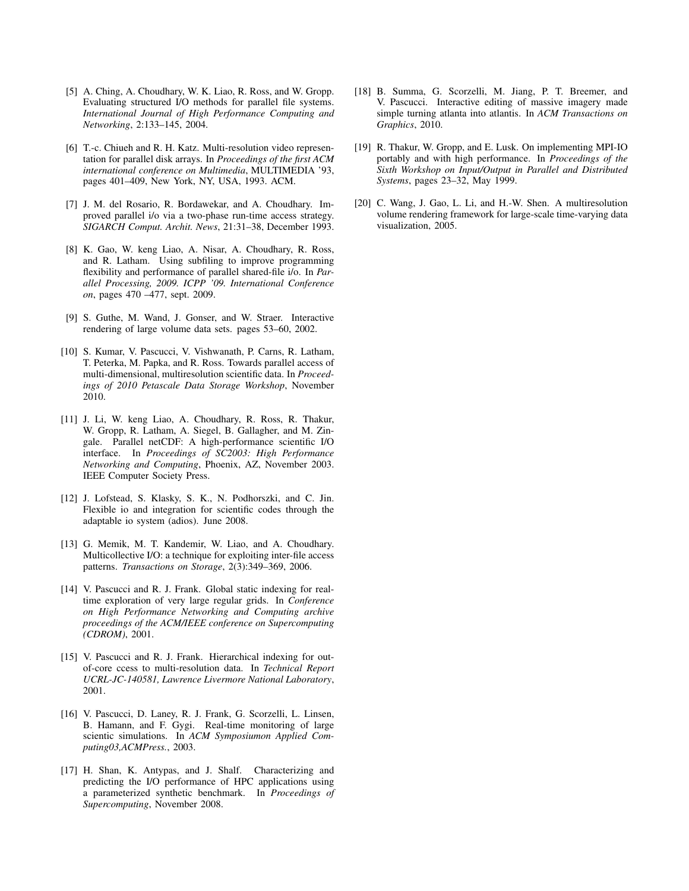[5] A. Ching, A. Choudhary, W. K. Liao, R. Ross, and W. Gropp. Evaluating structured I/O methods for parallel file systems. *International Journal of High Performance Computing and Networking*, 2:133–145, 2004.

[6] T.-c. Chiueh and R. H. Katz. Multi-resolution video representation for parallel disk arrays. In *Proceedings of the first ACM international conference on Multimedia*, MULTIMEDIA '93, pages 401–409, New York, NY, USA, 1993. ACM.

[7] J. M. del Rosario, R. Bordawekar, and A. Choudhary. Improved parallel i/o via a two-phase run-time access strategy. *SIGARCH Comput. Archit. News*, 21:31–38, December 1993.

[8] K. Gao, W. keng Liao, A. Nisar, A. Choudhary, R. Ross, and R. Latham. Using subfiling to improve programming flexibility and performance of parallel shared-file i/o. In *Parallel Processing, 2009. ICPP '09. International Conference on*, pages 470 –477, sept. 2009.

[9] S. Guthe, M. Wand, J. Gonser, and W. Straer. Interactive rendering of large volume data sets. pages 53–60, 2002.

[10] S. Kumar, V. Pascucci, V. Vishwanath, P. Carns, R. Latham, T. Peterka, M. Papka, and R. Ross. Towards parallel access of multi-dimensional, multiresolution scientific data. In *Proceedings of 2010 Petascale Data Storage Workshop*, November 2010.

[11] J. Li, W. keng Liao, A. Choudhary, R. Ross, R. Thakur, W. Gropp, R. Latham, A. Siegel, B. Gallagher, and M. Zingale. Parallel netCDF: A high-performance scientific I/O interface. In *Proceedings of SC2003: High Performance Networking and Computing*, Phoenix, AZ, November 2003. IEEE Computer Society Press.

[12] J. Lofstead, S. Klasky, S. K., N. Podhorszki, and C. Jin. Flexible io and integration for scientific codes through the adaptable io system (adios). June 2008.

[13] G. Memik, M. T. Kandemir, W. Liao, and A. Choudhary. Multicollective I/O: a technique for exploiting inter-file access patterns. *Transactions on Storage*, 2(3):349–369, 2006.

[14] V. Pascucci and R. J. Frank. Global static indexing for real-time exploration of very large regular grids. In *Conference on High Performance Networking and Computing archive proceedings of the ACM/IEEE conference on Supercomputing (CDROM)*, 2001.

[15] V. Pascucci and R. J. Frank. Hierarchical indexing for out-of-core ccess to multi-resolution data. In *Technical Report UCRL-JC-140581, Lawrence Livermore National Laboratory*, 2001.

[16] V. Pascucci, D. Laney, R. J. Frank, G. Scorzelli, L. Linsen, B. Hamann, and F. Gygi. Real-time monitoring of large scientic simulations. In *ACM Symposiumon Applied Computing03,ACMPress.*, 2003.

[17] H. Shan, K. Antypas, and J. Shalf. Characterizing and predicting the I/O performance of HPC applications using a parameterized synthetic benchmark. In *Proceedings of Supercomputing*, November 2008.

[18] B. Summa, G. Scorzelli, M. Jiang, P. T. Breemer, and V. Pascucci. Interactive editing of massive imagery made simple turning atlanta into atlantis. In *ACM Transactions on Graphics*, 2010.

[19] R. Thakur, W. Gropp, and E. Lusk. On implementing MPI-IO portably and with high performance. In *Proceedings of the Sixth Workshop on Input/Output in Parallel and Distributed Systems*, pages 23–32, May 1999.

[20] C. Wang, J. Gao, L. Li, and H.-W. Shen. A multiresolution volume rendering framework for large-scale time-varying data visualization, 2005.